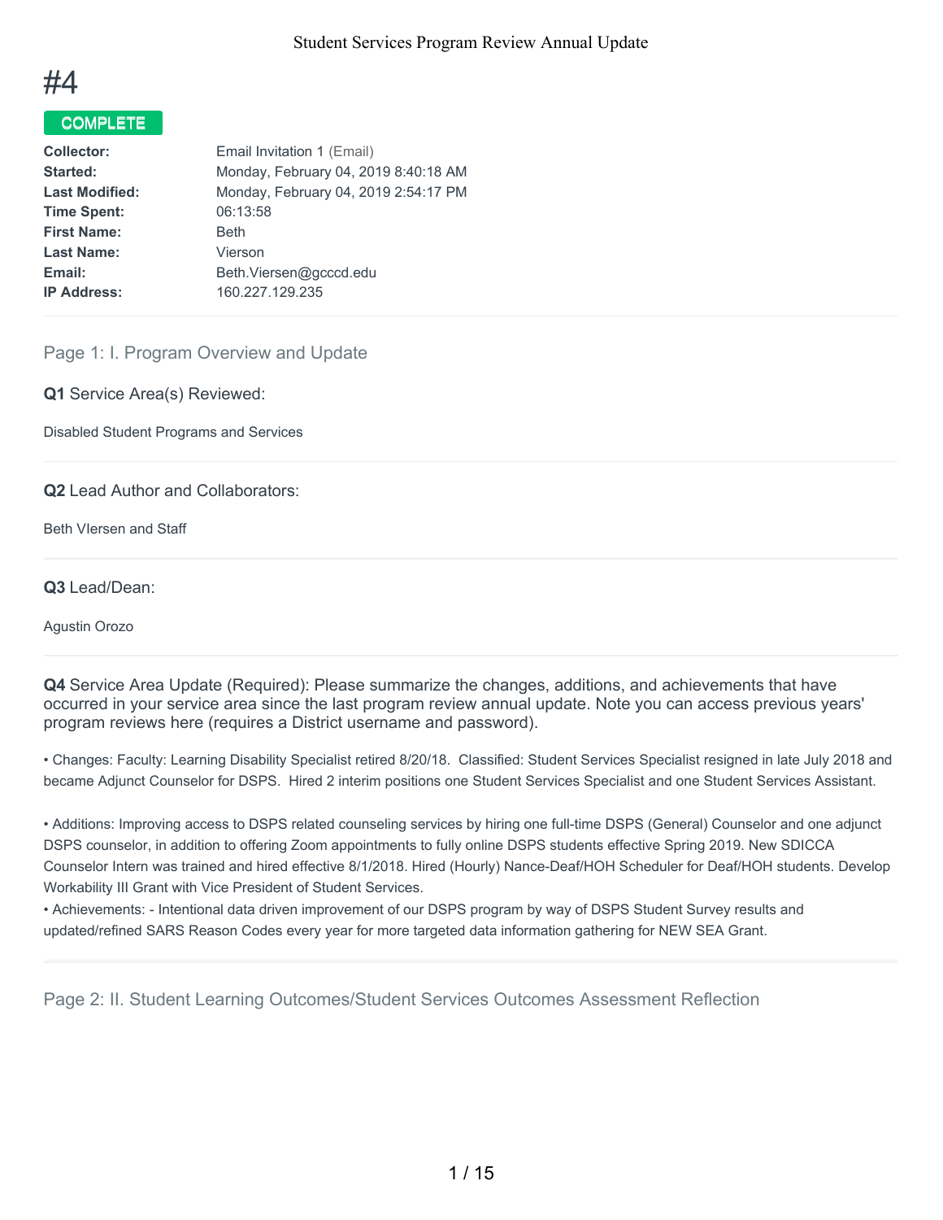# #4

**COMPLETE**

| | |
|---|---|
| **Collector:** | Email Invitation 1 (Email) |
| **Started:** | Monday, February 04, 2019 8:40:18 AM |
| **Last Modified:** | Monday, February 04, 2019 2:54:17 PM |
| **Time Spent:** | 06:13:58 |
| **First Name:** | Beth |
| **Last Name:** | Vierson |
| **Email:** | Beth.Viersen@gcccd.edu |
| **IP Address:** | 160.227.129.235 |

## Page 1: I. Program Overview and Update

**Q1** Service Area(s) Reviewed:

Disabled Student Programs and Services

**Q2** Lead Author and Collaborators:

Beth VIersen and Staff

**Q3** Lead/Dean:

Agustin Orozo

**Q4** Service Area Update (Required): Please summarize the changes, additions, and achievements that have occurred in your service area since the last program review annual update. Note you can access previous years' program reviews here (requires a District username and password).

• Changes: Faculty: Learning Disability Specialist retired 8/20/18. Classified: Student Services Specialist resigned in late July 2018 and became Adjunct Counselor for DSPS. Hired 2 interim positions one Student Services Specialist and one Student Services Assistant.

• Additions: Improving access to DSPS related counseling services by hiring one full-time DSPS (General) Counselor and one adjunct DSPS counselor, in addition to offering Zoom appointments to fully online DSPS students effective Spring 2019. New SDICCA Counselor Intern was trained and hired effective 8/1/2018. Hired (Hourly) Nance-Deaf/HOH Scheduler for Deaf/HOH students. Develop Workability III Grant with Vice President of Student Services.
• Achievements: - Intentional data driven improvement of our DSPS program by way of DSPS Student Survey results and updated/refined SARS Reason Codes every year for more targeted data information gathering for NEW SEA Grant.

## Page 2: II. Student Learning Outcomes/Student Services Outcomes Assessment Reflection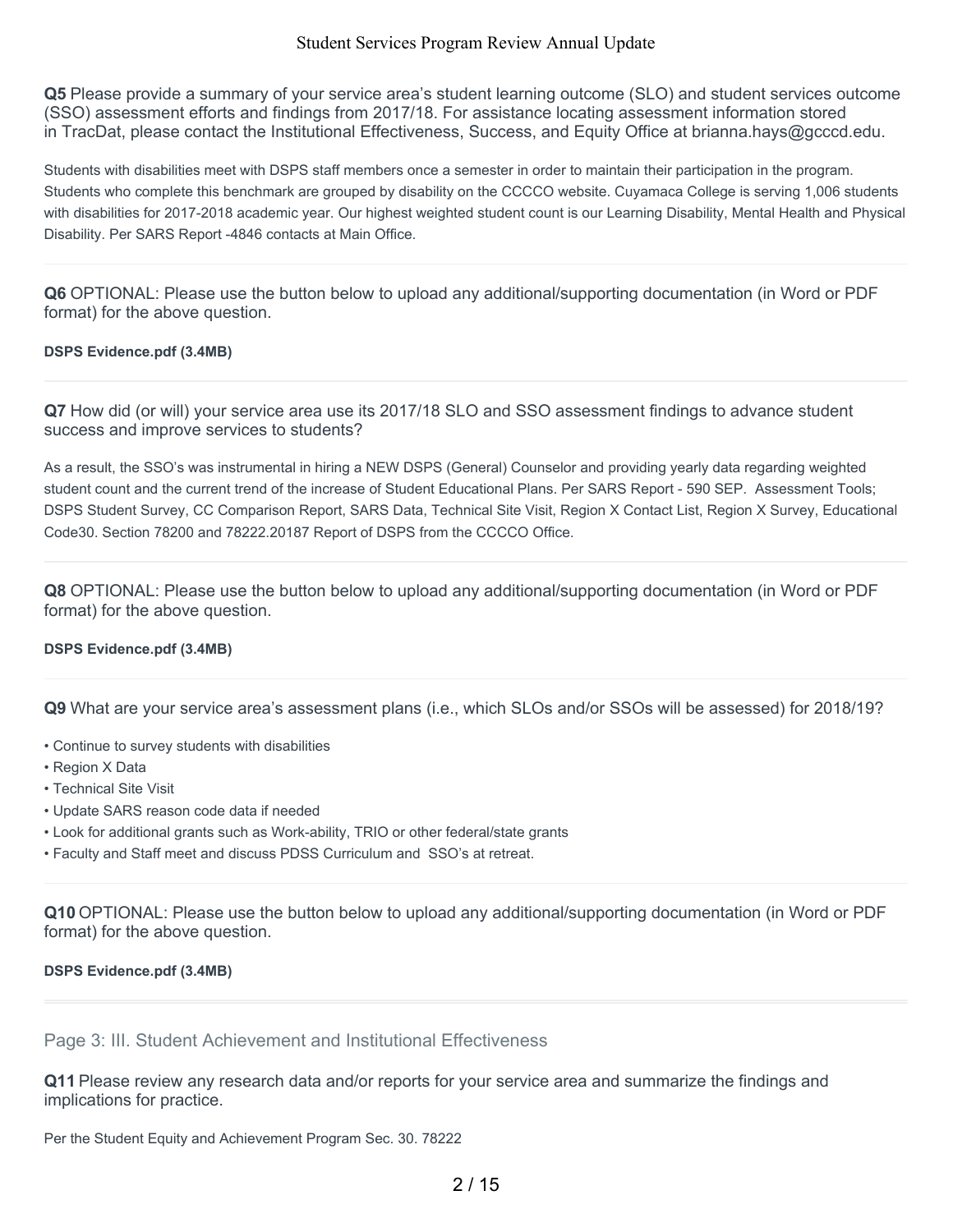**Q5** Please provide a summary of your service area's student learning outcome (SLO) and student services outcome (SSO) assessment efforts and findings from 2017/18. For assistance locating assessment information stored in TracDat, please contact the Institutional Effectiveness, Success, and Equity Office at brianna.hays@gcccd.edu.

Students with disabilities meet with DSPS staff members once a semester in order to maintain their participation in the program. Students who complete this benchmark are grouped by disability on the CCCCO website. Cuyamaca College is serving 1,006 students with disabilities for 2017-2018 academic year. Our highest weighted student count is our Learning Disability, Mental Health and Physical Disability. Per SARS Report -4846 contacts at Main Office.

**Q6** OPTIONAL: Please use the button below to upload any additional/supporting documentation (in Word or PDF format) for the above question.

**DSPS Evidence.pdf (3.4MB)**

**Q7** How did (or will) your service area use its 2017/18 SLO and SSO assessment findings to advance student success and improve services to students?

As a result, the SSO's was instrumental in hiring a NEW DSPS (General) Counselor and providing yearly data regarding weighted student count and the current trend of the increase of Student Educational Plans. Per SARS Report - 590 SEP. Assessment Tools; DSPS Student Survey, CC Comparison Report, SARS Data, Technical Site Visit, Region X Contact List, Region X Survey, Educational Code30. Section 78200 and 78222.20187 Report of DSPS from the CCCCO Office.

**Q8** OPTIONAL: Please use the button below to upload any additional/supporting documentation (in Word or PDF format) for the above question.

**DSPS Evidence.pdf (3.4MB)**

**Q9** What are your service area's assessment plans (i.e., which SLOs and/or SSOs will be assessed) for 2018/19?

- Continue to survey students with disabilities
- Region X Data
- Technical Site Visit
- Update SARS reason code data if needed
- Look for additional grants such as Work-ability, TRIO or other federal/state grants
- Faculty and Staff meet and discuss PDSS Curriculum and SSO's at retreat.

**Q10** OPTIONAL: Please use the button below to upload any additional/supporting documentation (in Word or PDF format) for the above question.

**DSPS Evidence.pdf (3.4MB)**

## Page 3: III. Student Achievement and Institutional Effectiveness

**Q11** Please review any research data and/or reports for your service area and summarize the findings and implications for practice.

Per the Student Equity and Achievement Program Sec. 30. 78222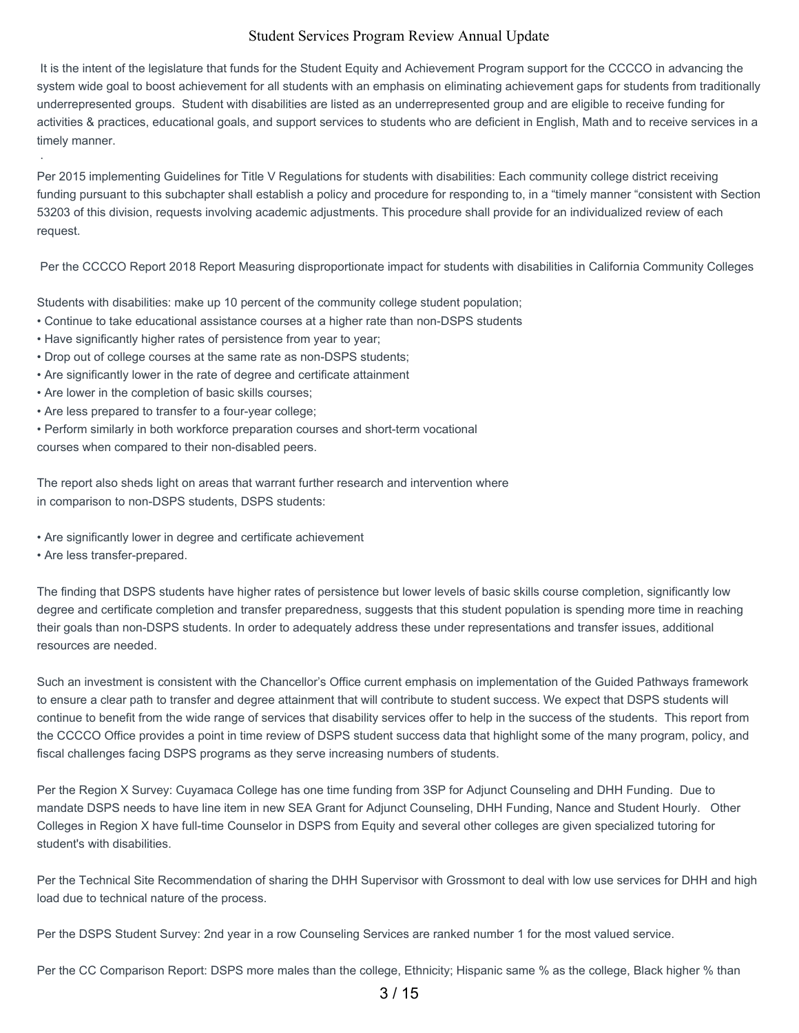It is the intent of the legislature that funds for the Student Equity and Achievement Program support for the CCCCO in advancing the system wide goal to boost achievement for all students with an emphasis on eliminating achievement gaps for students from traditionally underrepresented groups. Student with disabilities are listed as an underrepresented group and are eligible to receive funding for activities & practices, educational goals, and support services to students who are deficient in English, Math and to receive services in a timely manner.

·

Per 2015 implementing Guidelines for Title V Regulations for students with disabilities: Each community college district receiving funding pursuant to this subchapter shall establish a policy and procedure for responding to, in a "timely manner "consistent with Section 53203 of this division, requests involving academic adjustments. This procedure shall provide for an individualized review of each request.

Per the CCCCO Report 2018 Report Measuring disproportionate impact for students with disabilities in California Community Colleges

Students with disabilities: make up 10 percent of the community college student population;

- Continue to take educational assistance courses at a higher rate than non-DSPS students
- Have significantly higher rates of persistence from year to year;
- Drop out of college courses at the same rate as non-DSPS students;
- Are significantly lower in the rate of degree and certificate attainment
- Are lower in the completion of basic skills courses;
- Are less prepared to transfer to a four-year college;
- Perform similarly in both workforce preparation courses and short-term vocational courses when compared to their non-disabled peers.

The report also sheds light on areas that warrant further research and intervention where in comparison to non-DSPS students, DSPS students:

- Are significantly lower in degree and certificate achievement
- Are less transfer-prepared.

The finding that DSPS students have higher rates of persistence but lower levels of basic skills course completion, significantly low degree and certificate completion and transfer preparedness, suggests that this student population is spending more time in reaching their goals than non-DSPS students. In order to adequately address these under representations and transfer issues, additional resources are needed.

Such an investment is consistent with the Chancellor's Office current emphasis on implementation of the Guided Pathways framework to ensure a clear path to transfer and degree attainment that will contribute to student success. We expect that DSPS students will continue to benefit from the wide range of services that disability services offer to help in the success of the students. This report from the CCCCO Office provides a point in time review of DSPS student success data that highlight some of the many program, policy, and fiscal challenges facing DSPS programs as they serve increasing numbers of students.

Per the Region X Survey: Cuyamaca College has one time funding from 3SP for Adjunct Counseling and DHH Funding. Due to mandate DSPS needs to have line item in new SEA Grant for Adjunct Counseling, DHH Funding, Nance and Student Hourly. Other Colleges in Region X have full-time Counselor in DSPS from Equity and several other colleges are given specialized tutoring for student's with disabilities.

Per the Technical Site Recommendation of sharing the DHH Supervisor with Grossmont to deal with low use services for DHH and high load due to technical nature of the process.

Per the DSPS Student Survey: 2nd year in a row Counseling Services are ranked number 1 for the most valued service.

Per the CC Comparison Report: DSPS more males than the college, Ethnicity; Hispanic same % as the college, Black higher % than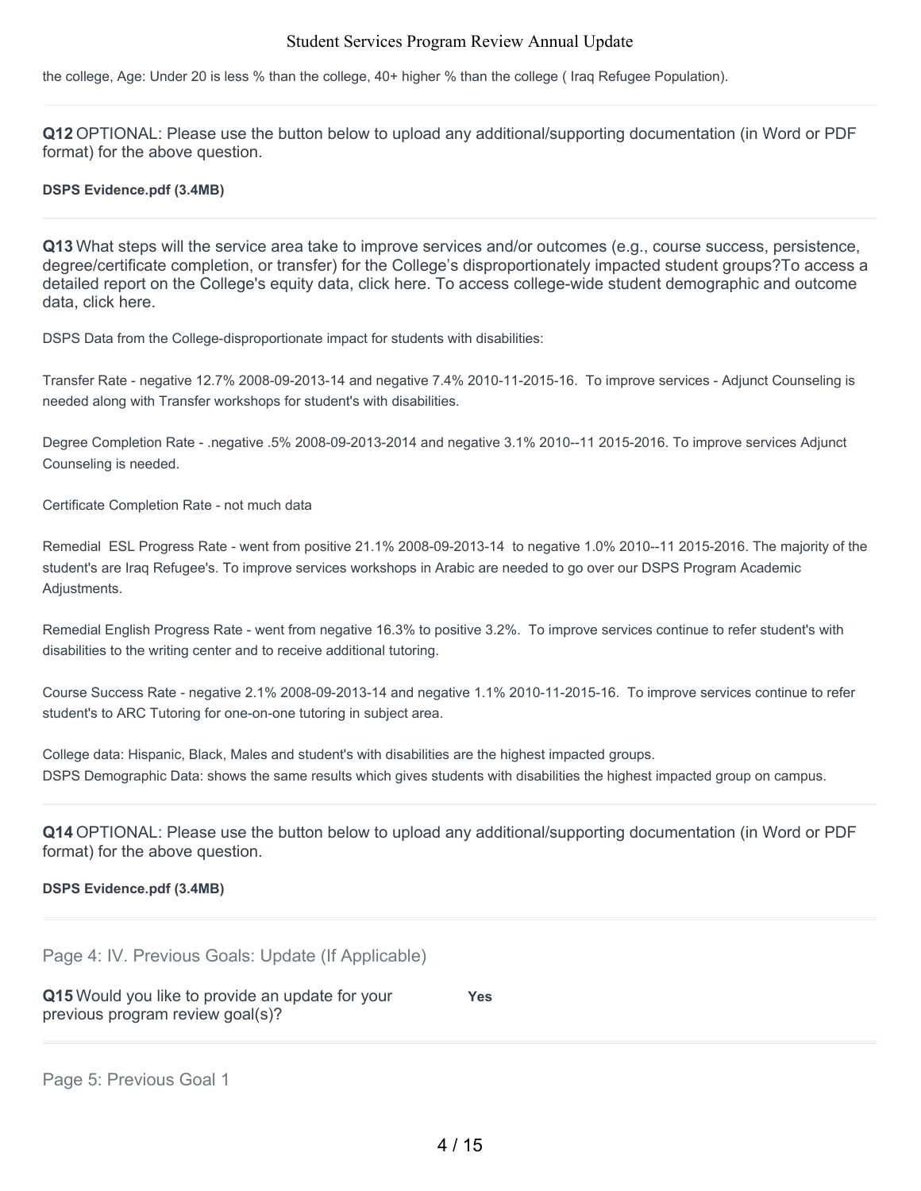the college, Age: Under 20 is less % than the college, 40+ higher % than the college ( Iraq Refugee Population).

**Q12** OPTIONAL: Please use the button below to upload any additional/supporting documentation (in Word or PDF format) for the above question.

**DSPS Evidence.pdf (3.4MB)**

**Q13** What steps will the service area take to improve services and/or outcomes (e.g., course success, persistence, degree/certificate completion, or transfer) for the College's disproportionately impacted student groups?To access a detailed report on the College's equity data, click here. To access college-wide student demographic and outcome data, click here.

DSPS Data from the College-disproportionate impact for students with disabilities:

Transfer Rate - negative 12.7% 2008-09-2013-14 and negative 7.4% 2010-11-2015-16. To improve services - Adjunct Counseling is needed along with Transfer workshops for student's with disabilities.

Degree Completion Rate - .negative .5% 2008-09-2013-2014 and negative 3.1% 2010--11 2015-2016. To improve services Adjunct Counseling is needed.

Certificate Completion Rate - not much data

Remedial ESL Progress Rate - went from positive 21.1% 2008-09-2013-14 to negative 1.0% 2010--11 2015-2016. The majority of the student's are Iraq Refugee's. To improve services workshops in Arabic are needed to go over our DSPS Program Academic Adjustments.

Remedial English Progress Rate - went from negative 16.3% to positive 3.2%. To improve services continue to refer student's with disabilities to the writing center and to receive additional tutoring.

Course Success Rate - negative 2.1% 2008-09-2013-14 and negative 1.1% 2010-11-2015-16. To improve services continue to refer student's to ARC Tutoring for one-on-one tutoring in subject area.

College data: Hispanic, Black, Males and student's with disabilities are the highest impacted groups.
DSPS Demographic Data: shows the same results which gives students with disabilities the highest impacted group on campus.

**Q14** OPTIONAL: Please use the button below to upload any additional/supporting documentation (in Word or PDF format) for the above question.

**DSPS Evidence.pdf (3.4MB)**

## Page 4: IV. Previous Goals: Update (If Applicable)

**Q15** Would you like to provide an update for your previous program review goal(s)? **Yes**

## Page 5: Previous Goal 1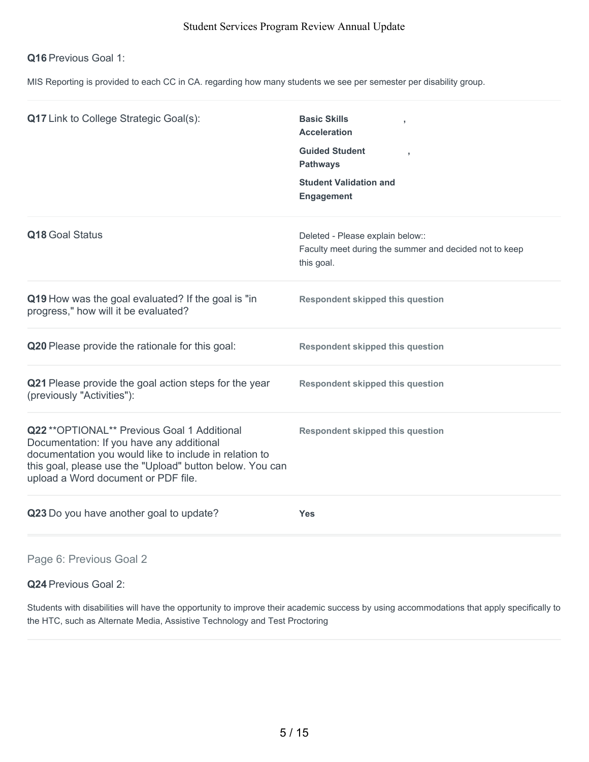**Q16** Previous Goal 1:

MIS Reporting is provided to each CC in CA. regarding how many students we see per semester per disability group.

| | |
|---|---|
| **Q17** Link to College Strategic Goal(s): | **Basic Skills Acceleration**, **Guided Student Pathways**, **Student Validation and Engagement** |
| **Q18** Goal Status | Deleted - Please explain below:: Faculty meet during the summer and decided not to keep this goal. |
| **Q19** How was the goal evaluated? If the goal is "in progress," how will it be evaluated? | **Respondent skipped this question** |
| **Q20** Please provide the rationale for this goal: | **Respondent skipped this question** |
| **Q21** Please provide the goal action steps for the year (previously "Activities"): | **Respondent skipped this question** |
| **Q22** **OPTIONAL** Previous Goal 1 Additional Documentation: If you have any additional documentation you would like to include in relation to this goal, please use the "Upload" button below. You can upload a Word document or PDF file. | **Respondent skipped this question** |
| **Q23** Do you have another goal to update? | **Yes** |

## Page 6: Previous Goal 2

**Q24** Previous Goal 2:

Students with disabilities will have the opportunity to improve their academic success by using accommodations that apply specifically to the HTC, such as Alternate Media, Assistive Technology and Test Proctoring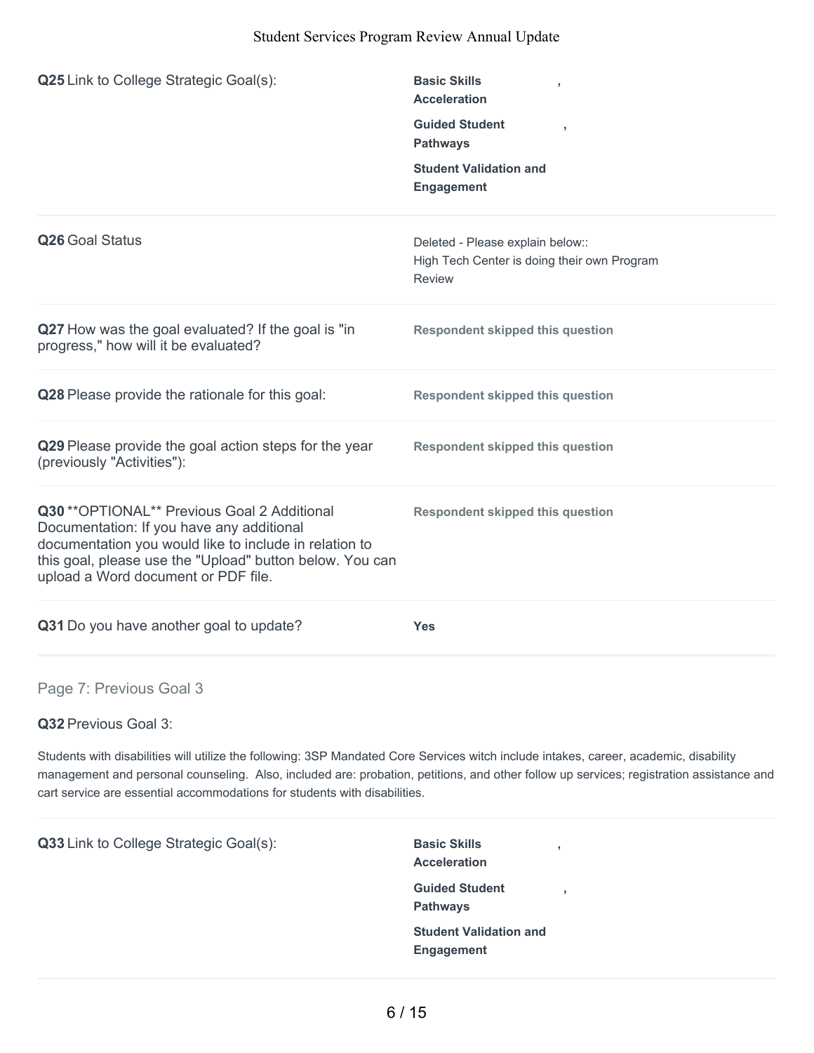**Q25** Link to College Strategic Goal(s):

**Basic Skills Acceleration**,
**Guided Student Pathways**,
**Student Validation and Engagement**

**Q26** Goal Status

Deleted - Please explain below::
High Tech Center is doing their own Program Review

**Q27** How was the goal evaluated? If the goal is "in progress," how will it be evaluated?

**Respondent skipped this question**

**Q28** Please provide the rationale for this goal:

**Respondent skipped this question**

**Q29** Please provide the goal action steps for the year (previously "Activities"):

**Respondent skipped this question**

**Q30** **OPTIONAL** Previous Goal 2 Additional Documentation: If you have any additional documentation you would like to include in relation to this goal, please use the "Upload" button below. You can upload a Word document or PDF file.

**Respondent skipped this question**

**Q31** Do you have another goal to update?

**Yes**

## Page 7: Previous Goal 3

**Q32** Previous Goal 3:

Students with disabilities will utilize the following: 3SP Mandated Core Services witch include intakes, career, academic, disability management and personal counseling. Also, included are: probation, petitions, and other follow up services; registration assistance and cart service are essential accommodations for students with disabilities.

**Q33** Link to College Strategic Goal(s):

**Basic Skills Acceleration**,
**Guided Student Pathways**,
**Student Validation and Engagement**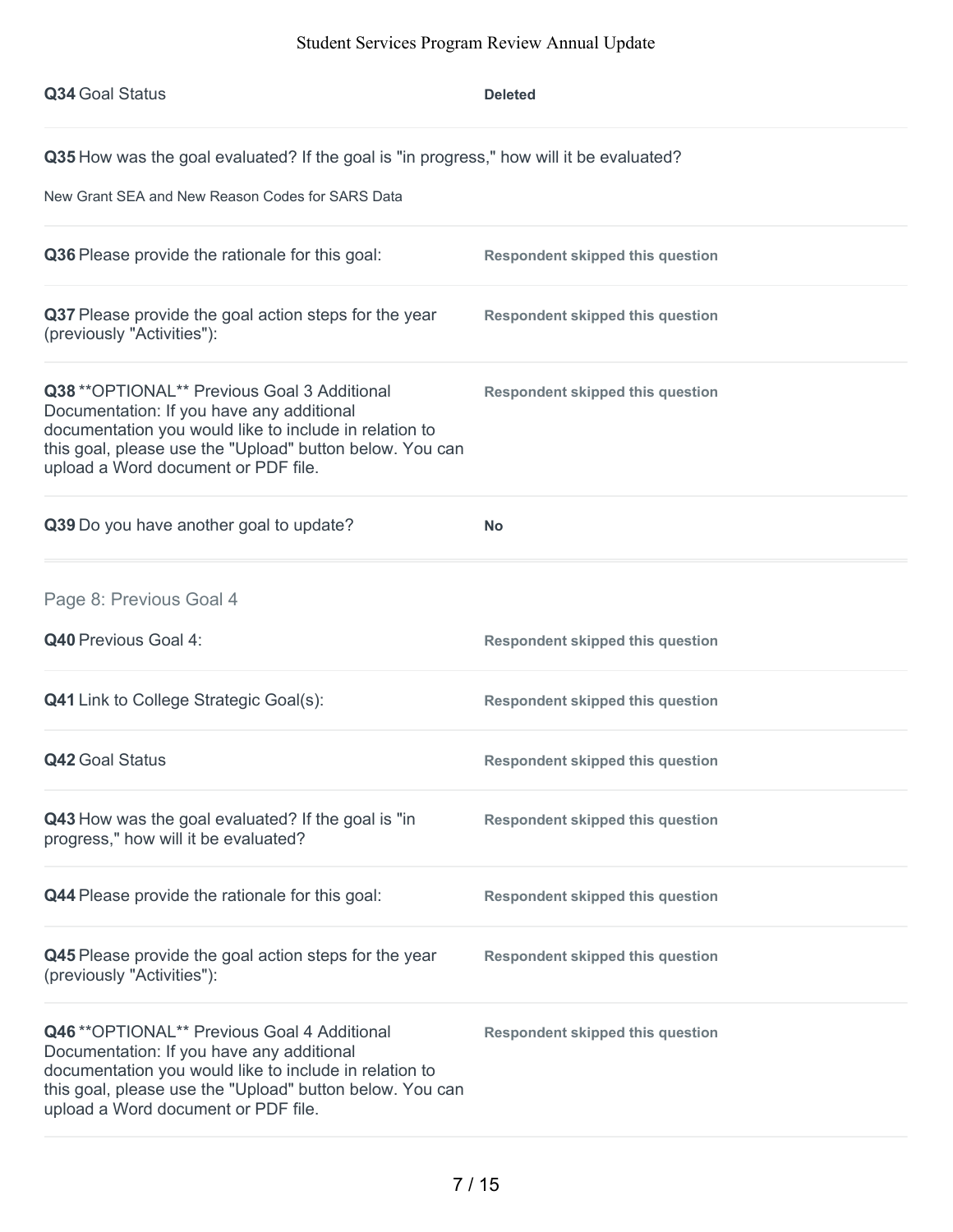**Q34** Goal Status

**Deleted**

**Q35** How was the goal evaluated? If the goal is "in progress," how will it be evaluated?

New Grant SEA and New Reason Codes for SARS Data

**Q36** Please provide the rationale for this goal:

**Respondent skipped this question**

**Q37** Please provide the goal action steps for the year (previously "Activities"):

**Respondent skipped this question**

**Q38** **OPTIONAL** Previous Goal 3 Additional Documentation: If you have any additional documentation you would like to include in relation to this goal, please use the "Upload" button below. You can upload a Word document or PDF file.

**Respondent skipped this question**

**Q39** Do you have another goal to update?

**No**

## Page 8: Previous Goal 4

**Q40** Previous Goal 4:

**Respondent skipped this question**

**Q41** Link to College Strategic Goal(s):

**Respondent skipped this question**

**Q42** Goal Status

**Respondent skipped this question**

**Q43** How was the goal evaluated? If the goal is "in progress," how will it be evaluated?

**Respondent skipped this question**

**Q44** Please provide the rationale for this goal:

**Respondent skipped this question**

**Q45** Please provide the goal action steps for the year (previously "Activities"):

**Respondent skipped this question**

**Q46** **OPTIONAL** Previous Goal 4 Additional Documentation: If you have any additional documentation you would like to include in relation to this goal, please use the "Upload" button below. You can upload a Word document or PDF file.

**Respondent skipped this question**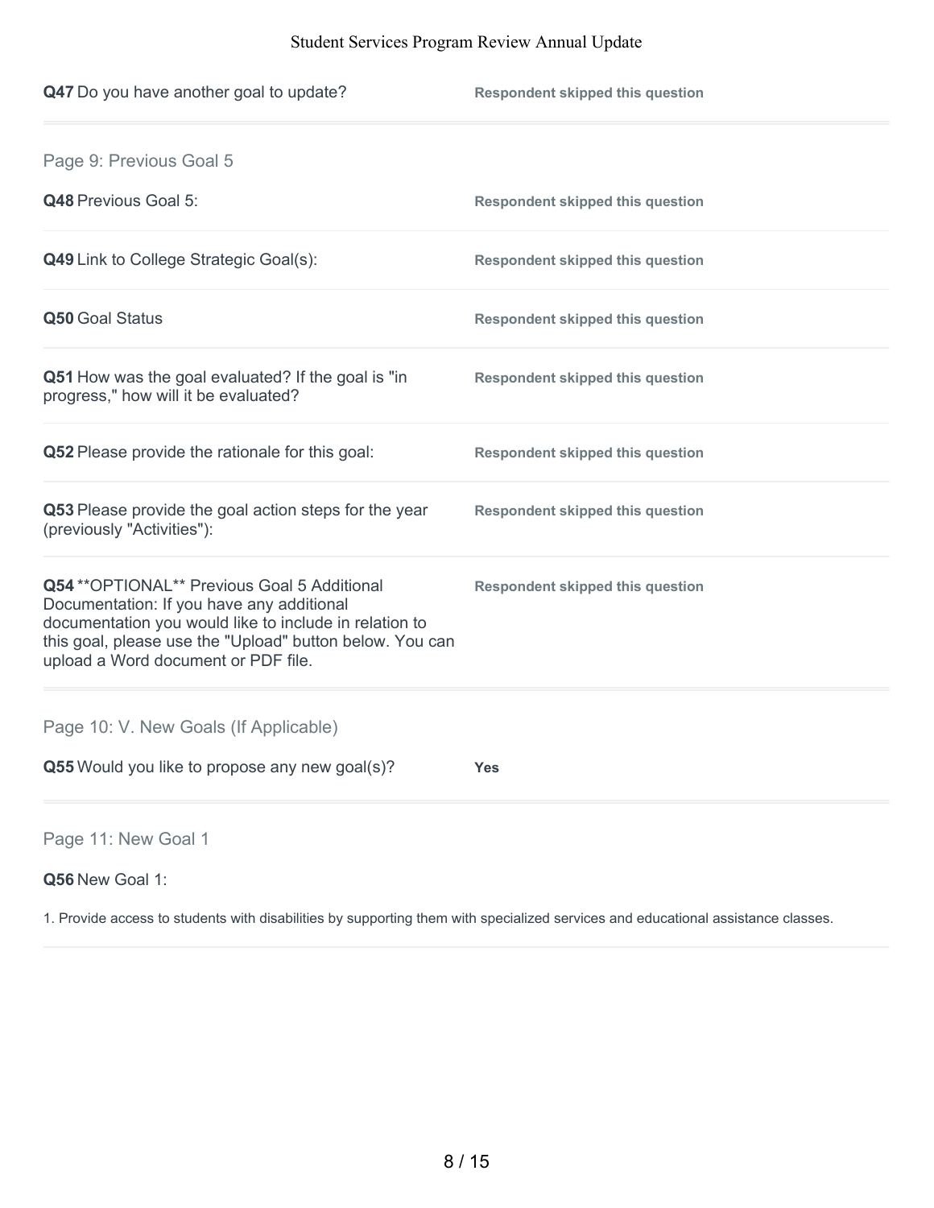**Q47** Do you have another goal to update? — **Respondent skipped this question**

## Page 9: Previous Goal 5

**Q48** Previous Goal 5: — **Respondent skipped this question**

**Q49** Link to College Strategic Goal(s): — **Respondent skipped this question**

**Q50** Goal Status — **Respondent skipped this question**

**Q51** How was the goal evaluated? If the goal is "in progress," how will it be evaluated? — **Respondent skipped this question**

**Q52** Please provide the rationale for this goal: — **Respondent skipped this question**

**Q53** Please provide the goal action steps for the year (previously "Activities"): — **Respondent skipped this question**

**Q54** **OPTIONAL** Previous Goal 5 Additional Documentation: If you have any additional documentation you would like to include in relation to this goal, please use the "Upload" button below. You can upload a Word document or PDF file. — **Respondent skipped this question**

## Page 10: V. New Goals (If Applicable)

**Q55** Would you like to propose any new goal(s)? — **Yes**

## Page 11: New Goal 1

**Q56** New Goal 1:

1. Provide access to students with disabilities by supporting them with specialized services and educational assistance classes.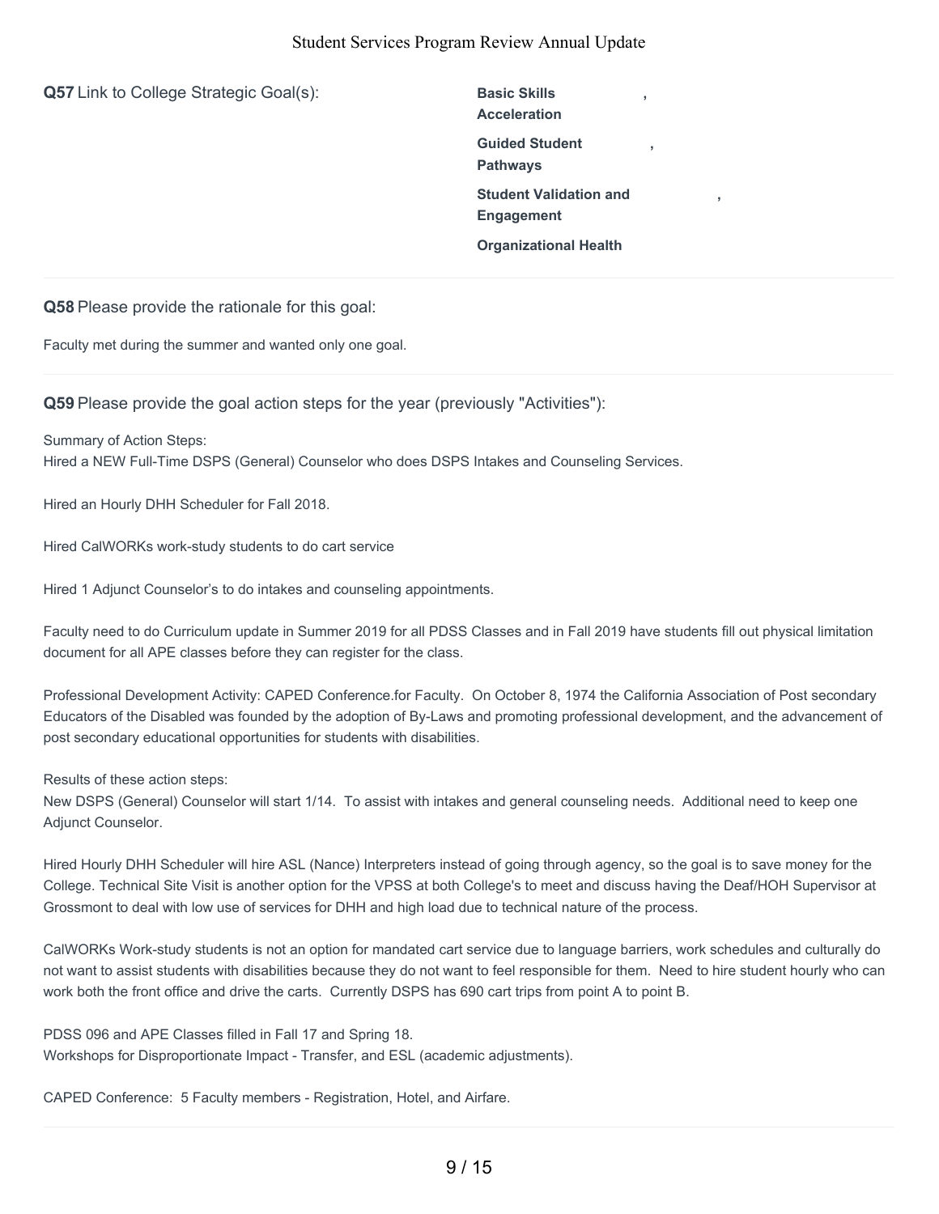**Q57** Link to College Strategic Goal(s):

**Basic Skills Acceleration**,

**Guided Student Pathways**,

**Student Validation and Engagement**,

**Organizational Health**

---

**Q58** Please provide the rationale for this goal:

Faculty met during the summer and wanted only one goal.

---

**Q59** Please provide the goal action steps for the year (previously "Activities"):

Summary of Action Steps:
Hired a NEW Full-Time DSPS (General) Counselor who does DSPS Intakes and Counseling Services.

Hired an Hourly DHH Scheduler for Fall 2018.

Hired CalWORKs work-study students to do cart service

Hired 1 Adjunct Counselor's to do intakes and counseling appointments.

Faculty need to do Curriculum update in Summer 2019 for all PDSS Classes and in Fall 2019 have students fill out physical limitation document for all APE classes before they can register for the class.

Professional Development Activity: CAPED Conference.for Faculty. On October 8, 1974 the California Association of Post secondary Educators of the Disabled was founded by the adoption of By-Laws and promoting professional development, and the advancement of post secondary educational opportunities for students with disabilities.

Results of these action steps:
New DSPS (General) Counselor will start 1/14. To assist with intakes and general counseling needs. Additional need to keep one Adjunct Counselor.

Hired Hourly DHH Scheduler will hire ASL (Nance) Interpreters instead of going through agency, so the goal is to save money for the College. Technical Site Visit is another option for the VPSS at both College's to meet and discuss having the Deaf/HOH Supervisor at Grossmont to deal with low use of services for DHH and high load due to technical nature of the process.

CalWORKs Work-study students is not an option for mandated cart service due to language barriers, work schedules and culturally do not want to assist students with disabilities because they do not want to feel responsible for them. Need to hire student hourly who can work both the front office and drive the carts. Currently DSPS has 690 cart trips from point A to point B.

PDSS 096 and APE Classes filled in Fall 17 and Spring 18.
Workshops for Disproportionate Impact - Transfer, and ESL (academic adjustments).

CAPED Conference: 5 Faculty members - Registration, Hotel, and Airfare.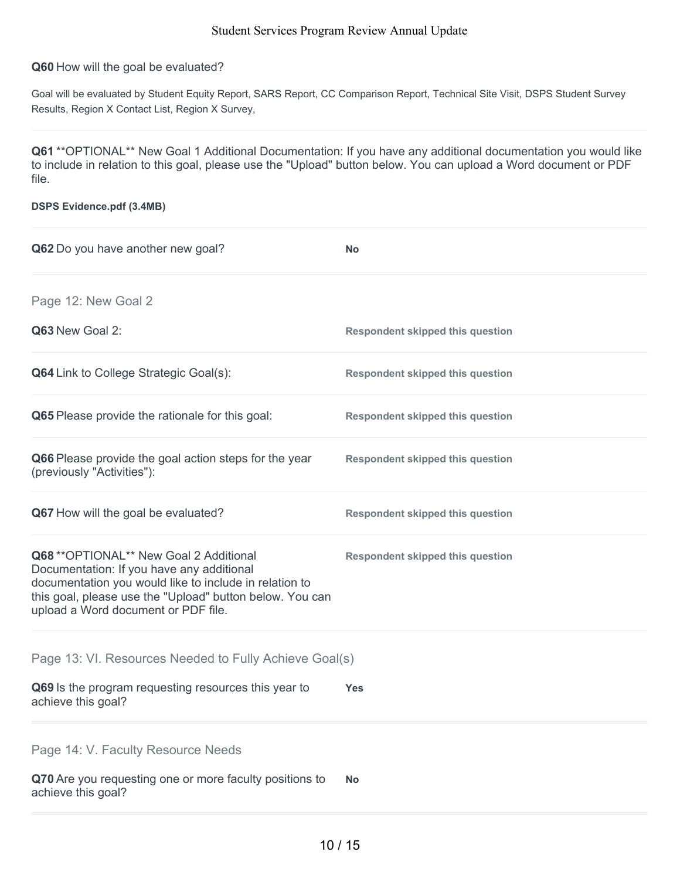**Q60** How will the goal be evaluated?

Goal will be evaluated by Student Equity Report, SARS Report, CC Comparison Report, Technical Site Visit, DSPS Student Survey Results, Region X Contact List, Region X Survey,

**Q61** **OPTIONAL** New Goal 1 Additional Documentation: If you have any additional documentation you would like to include in relation to this goal, please use the "Upload" button below. You can upload a Word document or PDF file.

**DSPS Evidence.pdf (3.4MB)**

| | |
|---|---|
| **Q62** Do you have another new goal? | **No** |

## Page 12: New Goal 2

| | |
|---|---|
| **Q63** New Goal 2: | **Respondent skipped this question** |
| **Q64** Link to College Strategic Goal(s): | **Respondent skipped this question** |
| **Q65** Please provide the rationale for this goal: | **Respondent skipped this question** |
| **Q66** Please provide the goal action steps for the year (previously "Activities"): | **Respondent skipped this question** |
| **Q67** How will the goal be evaluated? | **Respondent skipped this question** |
| **Q68** **OPTIONAL** New Goal 2 Additional Documentation: If you have any additional documentation you would like to include in relation to this goal, please use the "Upload" button below. You can upload a Word document or PDF file. | **Respondent skipped this question** |

## Page 13: VI. Resources Needed to Fully Achieve Goal(s)

| | |
|---|---|
| **Q69** Is the program requesting resources this year to achieve this goal? | **Yes** |

## Page 14: V. Faculty Resource Needs

| | |
|---|---|
| **Q70** Are you requesting one or more faculty positions to achieve this goal? | **No** |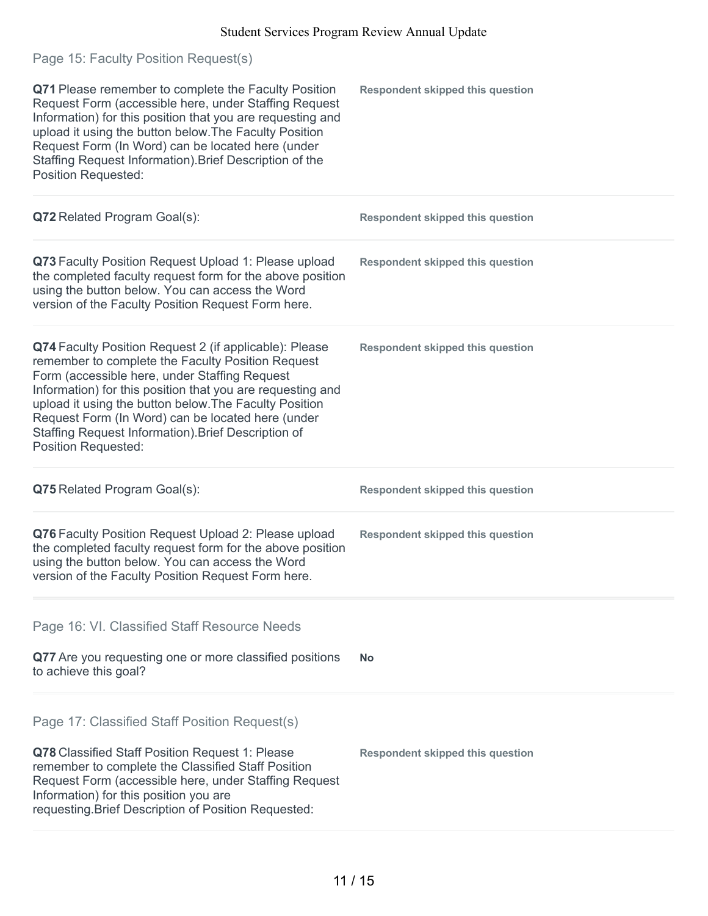## Page 15: Faculty Position Request(s)

| | |
|---|---|
| **Q71** Please remember to complete the Faculty Position Request Form (accessible here, under Staffing Request Information) for this position that you are requesting and upload it using the button below.The Faculty Position Request Form (In Word) can be located here (under Staffing Request Information).Brief Description of the Position Requested: | **Respondent skipped this question** |
| **Q72** Related Program Goal(s): | **Respondent skipped this question** |
| **Q73** Faculty Position Request Upload 1: Please upload the completed faculty request form for the above position using the button below. You can access the Word version of the Faculty Position Request Form here. | **Respondent skipped this question** |
| **Q74** Faculty Position Request 2 (if applicable): Please remember to complete the Faculty Position Request Form (accessible here, under Staffing Request Information) for this position that you are requesting and upload it using the button below.The Faculty Position Request Form (In Word) can be located here (under Staffing Request Information).Brief Description of Position Requested: | **Respondent skipped this question** |
| **Q75** Related Program Goal(s): | **Respondent skipped this question** |
| **Q76** Faculty Position Request Upload 2: Please upload the completed faculty request form for the above position using the button below. You can access the Word version of the Faculty Position Request Form here. | **Respondent skipped this question** |

## Page 16: VI. Classified Staff Resource Needs

| | |
|---|---|
| **Q77** Are you requesting one or more classified positions to achieve this goal? | **No** |

## Page 17: Classified Staff Position Request(s)

| | |
|---|---|
| **Q78** Classified Staff Position Request 1: Please remember to complete the Classified Staff Position Request Form (accessible here, under Staffing Request Information) for this position you are requesting.Brief Description of Position Requested: | **Respondent skipped this question** |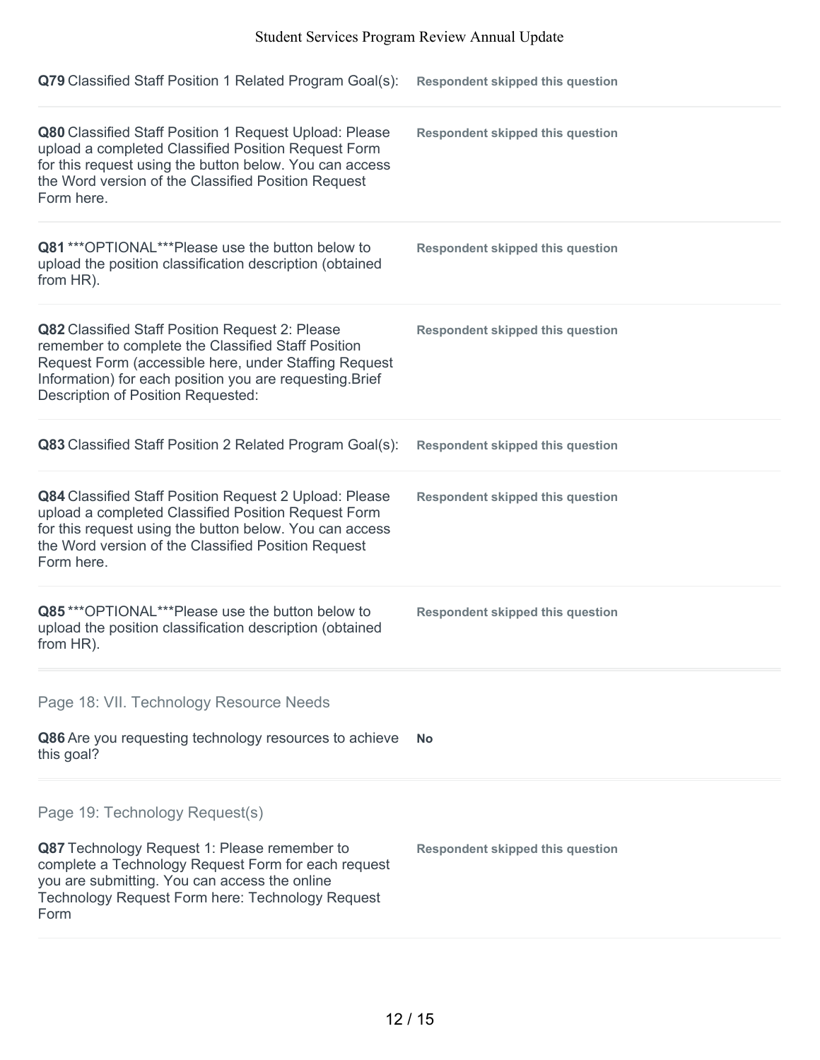**Q79** Classified Staff Position 1 Related Program Goal(s): **Respondent skipped this question**

**Q80** Classified Staff Position 1 Request Upload: Please upload a completed Classified Position Request Form for this request using the button below. You can access the Word version of the Classified Position Request Form here. **Respondent skipped this question**

**Q81** ***OPTIONAL***Please use the button below to upload the position classification description (obtained from HR). **Respondent skipped this question**

**Q82** Classified Staff Position Request 2: Please remember to complete the Classified Staff Position Request Form (accessible here, under Staffing Request Information) for each position you are requesting.Brief Description of Position Requested: **Respondent skipped this question**

**Q83** Classified Staff Position 2 Related Program Goal(s): **Respondent skipped this question**

**Q84** Classified Staff Position Request 2 Upload: Please upload a completed Classified Position Request Form for this request using the button below. You can access the Word version of the Classified Position Request Form here. **Respondent skipped this question**

**Q85** ***OPTIONAL***Please use the button below to upload the position classification description (obtained from HR). **Respondent skipped this question**

## Page 18: VII. Technology Resource Needs

**Q86** Are you requesting technology resources to achieve this goal? **No**

## Page 19: Technology Request(s)

**Q87** Technology Request 1: Please remember to complete a Technology Request Form for each request you are submitting. You can access the online Technology Request Form here: Technology Request Form **Respondent skipped this question**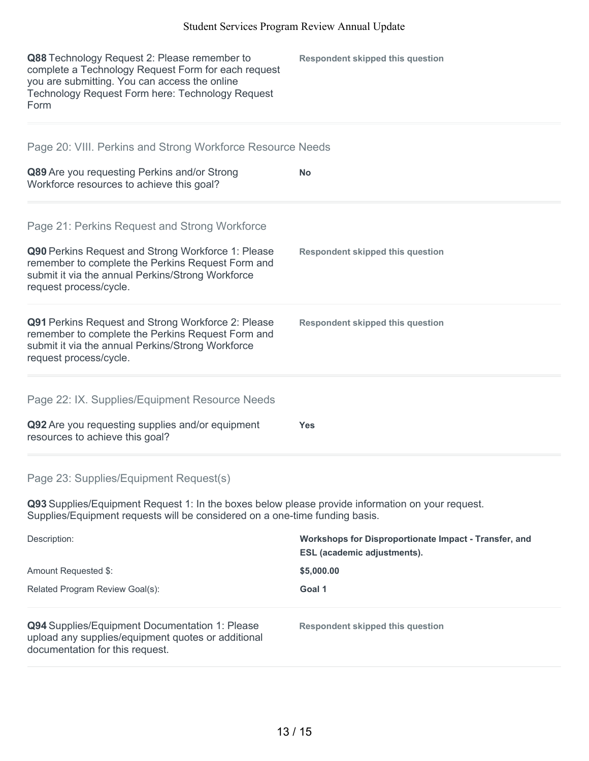**Q88** Technology Request 2: Please remember to complete a Technology Request Form for each request you are submitting. You can access the online Technology Request Form here: Technology Request Form

**Respondent skipped this question**

## Page 20: VIII. Perkins and Strong Workforce Resource Needs

**Q89** Are you requesting Perkins and/or Strong Workforce resources to achieve this goal?

**No**

## Page 21: Perkins Request and Strong Workforce

**Q90** Perkins Request and Strong Workforce 1: Please remember to complete the Perkins Request Form and submit it via the annual Perkins/Strong Workforce request process/cycle.

**Respondent skipped this question**

**Q91** Perkins Request and Strong Workforce 2: Please remember to complete the Perkins Request Form and submit it via the annual Perkins/Strong Workforce request process/cycle.

**Respondent skipped this question**

## Page 22: IX. Supplies/Equipment Resource Needs

**Q92** Are you requesting supplies and/or equipment resources to achieve this goal?

**Yes**

## Page 23: Supplies/Equipment Request(s)

**Q93** Supplies/Equipment Request 1: In the boxes below please provide information on your request. Supplies/Equipment requests will be considered on a one-time funding basis.

| | |
|---|---|
| Description: | **Workshops for Disproportionate Impact - Transfer, and ESL (academic adjustments).** |
| Amount Requested $: | **$5,000.00** |
| Related Program Review Goal(s): | **Goal 1** |

**Q94** Supplies/Equipment Documentation 1: Please upload any supplies/equipment quotes or additional documentation for this request.

**Respondent skipped this question**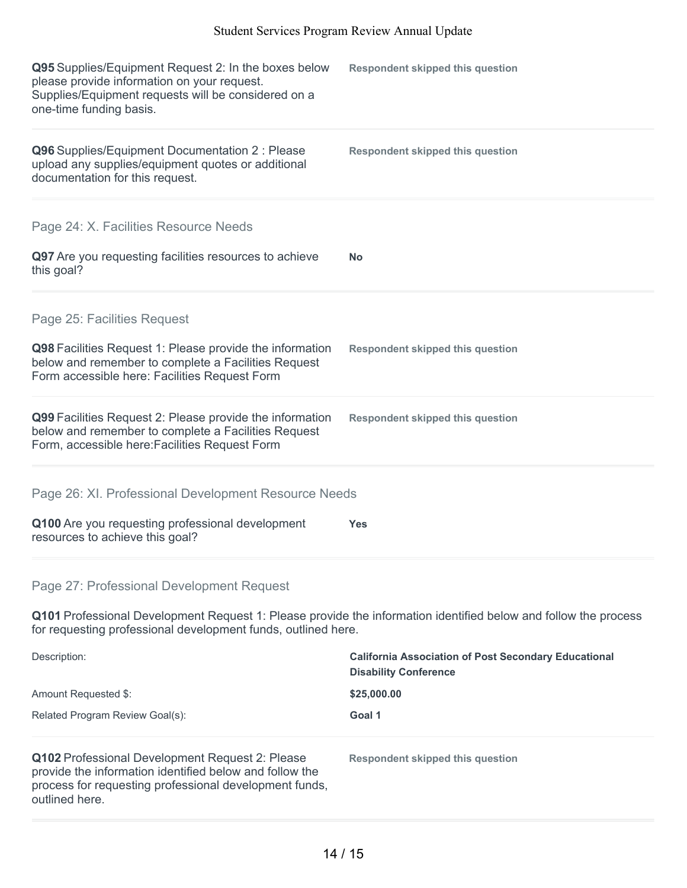| | |
|---|---|
| **Q95** Supplies/Equipment Request 2: In the boxes below please provide information on your request. Supplies/Equipment requests will be considered on a one-time funding basis. | **Respondent skipped this question** |
| **Q96** Supplies/Equipment Documentation 2 : Please upload any supplies/equipment quotes or additional documentation for this request. | **Respondent skipped this question** |

## Page 24: X. Facilities Resource Needs

| | |
|---|---|
| **Q97** Are you requesting facilities resources to achieve this goal? | **No** |

## Page 25: Facilities Request

| | |
|---|---|
| **Q98** Facilities Request 1: Please provide the information below and remember to complete a Facilities Request Form accessible here: Facilities Request Form | **Respondent skipped this question** |
| **Q99** Facilities Request 2: Please provide the information below and remember to complete a Facilities Request Form, accessible here:Facilities Request Form | **Respondent skipped this question** |

## Page 26: XI. Professional Development Resource Needs

| | |
|---|---|
| **Q100** Are you requesting professional development resources to achieve this goal? | **Yes** |

## Page 27: Professional Development Request

**Q101** Professional Development Request 1: Please provide the information identified below and follow the process for requesting professional development funds, outlined here.

| | |
|---|---|
| Description: | **California Association of Post Secondary Educational Disability Conference** |
| Amount Requested $: | **$25,000.00** |
| Related Program Review Goal(s): | **Goal 1** |

| | |
|---|---|
| **Q102** Professional Development Request 2: Please provide the information identified below and follow the process for requesting professional development funds, outlined here. | **Respondent skipped this question** |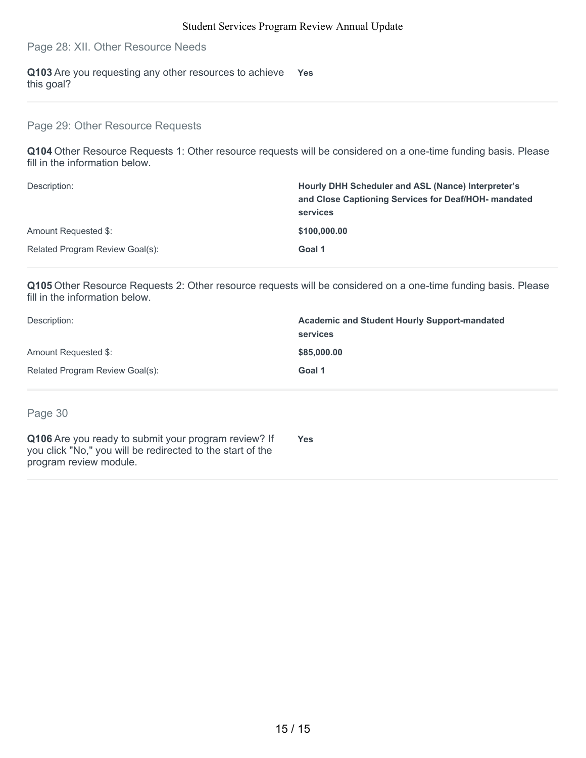## Page 28: XII. Other Resource Needs

**Q103** Are you requesting any other resources to achieve this goal? **Yes**

## Page 29: Other Resource Requests

**Q104** Other Resource Requests 1: Other resource requests will be considered on a one-time funding basis. Please fill in the information below.

| | |
|---|---|
| Description: | **Hourly DHH Scheduler and ASL (Nance) Interpreter's and Close Captioning Services for Deaf/HOH- mandated services** |
| Amount Requested $: | **$100,000.00** |
| Related Program Review Goal(s): | **Goal 1** |

**Q105** Other Resource Requests 2: Other resource requests will be considered on a one-time funding basis. Please fill in the information below.

| | |
|---|---|
| Description: | **Academic and Student Hourly Support-mandated services** |
| Amount Requested $: | **$85,000.00** |
| Related Program Review Goal(s): | **Goal 1** |

## Page 30

**Q106** Are you ready to submit your program review? If you click "No," you will be redirected to the start of the program review module. **Yes**